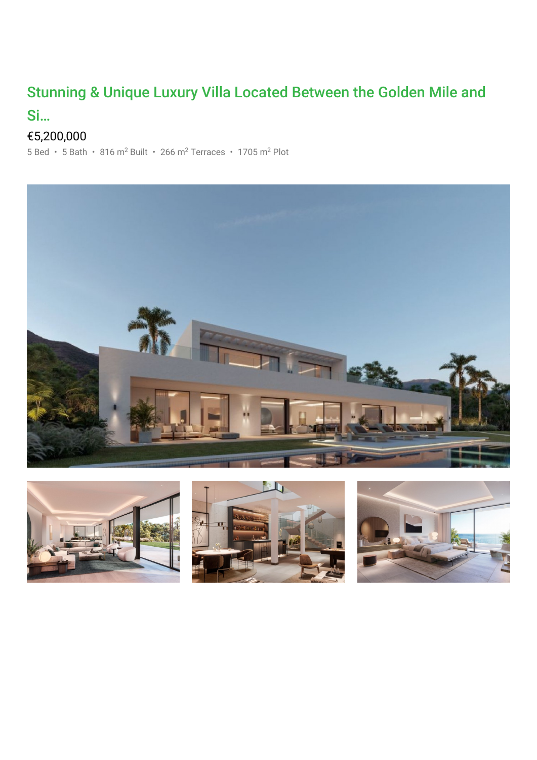# Stunning & Unique Luxury Villa Located Between the Golden Mile and Si...

€5,200,000

5 Bed • 5 Bath • 816 m$^2$ Built • 266 m$^2$ Terraces • 1705 m$^2$ Plot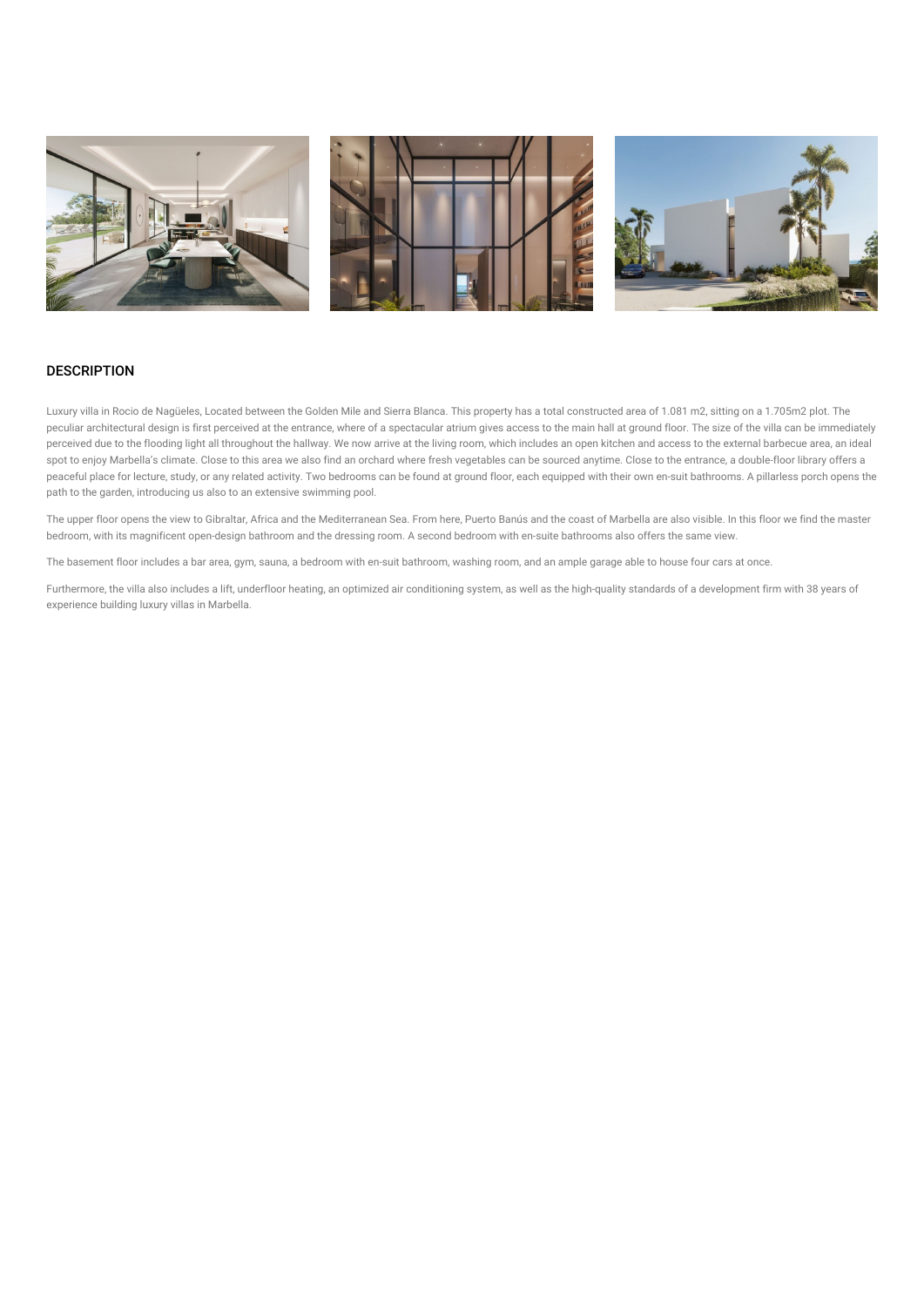## DESCRIPTION

Luxury villa in Rocio de Nagüeles, Located between the Golden Mile and Sierra Blanca. This property has a total constructed area of 1.081 m2, sitting on a 1.705m2 plot. The peculiar architectural design is first perceived at the entrance, where of a spectacular atrium gives access to the main hall at ground floor. The size of the villa can be immediately perceived due to the flooding light all throughout the hallway. We now arrive at the living room, which includes an open kitchen and access to the external barbecue area, an ideal spot to enjoy Marbella's climate. Close to this area we also find an orchard where fresh vegetables can be sourced anytime. Close to the entrance, a double-floor library offers a peaceful place for lecture, study, or any related activity. Two bedrooms can be found at ground floor, each equipped with their own en-suit bathrooms. A pillarless porch opens the path to the garden, introducing us also to an extensive swimming pool.

The upper floor opens the view to Gibraltar, Africa and the Mediterranean Sea. From here, Puerto Banús and the coast of Marbella are also visible. In this floor we find the master bedroom, with its magnificent open-design bathroom and the dressing room. A second bedroom with en-suite bathrooms also offers the same view.

The basement floor includes a bar area, gym, sauna, a bedroom with en-suit bathroom, washing room, and an ample garage able to house four cars at once.

Furthermore, the villa also includes a lift, underfloor heating, an optimized air conditioning system, as well as the high-quality standards of a development firm with 38 years of experience building luxury villas in Marbella.